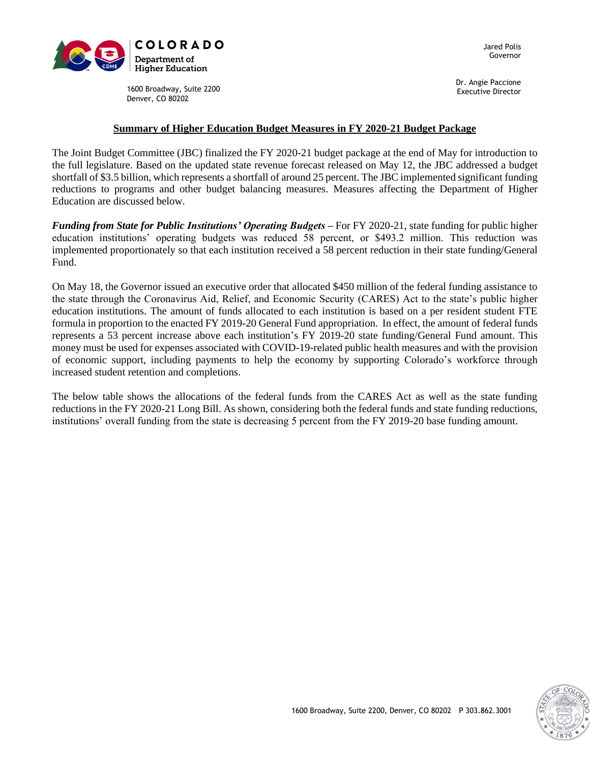COLORADO
Department of Higher Education

1600 Broadway, Suite 2200
Denver, CO 80202

Jared Polis
Governor

Dr. Angie Paccione
Executive Director

# Summary of Higher Education Budget Measures in FY 2020-21 Budget Package

The Joint Budget Committee (JBC) finalized the FY 2020-21 budget package at the end of May for introduction to the full legislature. Based on the updated state revenue forecast released on May 12, the JBC addressed a budget shortfall of $3.5 billion, which represents a shortfall of around 25 percent. The JBC implemented significant funding reductions to programs and other budget balancing measures. Measures affecting the Department of Higher Education are discussed below.

***Funding from State for Public Institutions' Operating Budgets*** – For FY 2020-21, state funding for public higher education institutions' operating budgets was reduced 58 percent, or $493.2 million. This reduction was implemented proportionately so that each institution received a 58 percent reduction in their state funding/General Fund.

On May 18, the Governor issued an executive order that allocated $450 million of the federal funding assistance to the state through the Coronavirus Aid, Relief, and Economic Security (CARES) Act to the state's public higher education institutions. The amount of funds allocated to each institution is based on a per resident student FTE formula in proportion to the enacted FY 2019-20 General Fund appropriation. In effect, the amount of federal funds represents a 53 percent increase above each institution's FY 2019-20 state funding/General Fund amount. This money must be used for expenses associated with COVID-19-related public health measures and with the provision of economic support, including payments to help the economy by supporting Colorado's workforce through increased student retention and completions.

The below table shows the allocations of the federal funds from the CARES Act as well as the state funding reductions in the FY 2020-21 Long Bill. As shown, considering both the federal funds and state funding reductions, institutions' overall funding from the state is decreasing 5 percent from the FY 2019-20 base funding amount.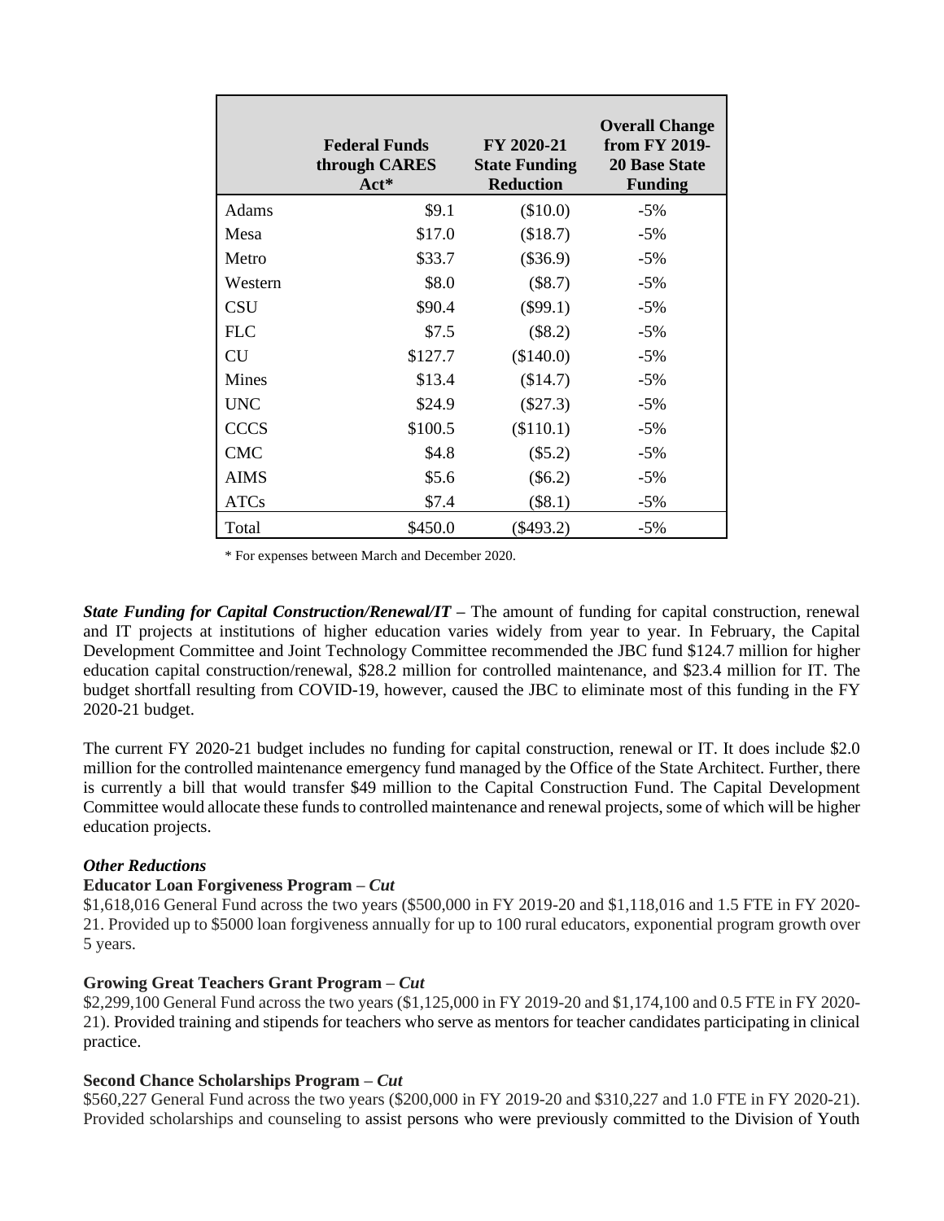| | Federal Funds through CARES Act* | FY 2020-21 State Funding Reduction | Overall Change from FY 2019-20 Base State Funding |
|---|---|---|---|
| Adams | $9.1 | ($10.0) | -5% |
| Mesa | $17.0 | ($18.7) | -5% |
| Metro | $33.7 | ($36.9) | -5% |
| Western | $8.0 | ($8.7) | -5% |
| CSU | $90.4 | ($99.1) | -5% |
| FLC | $7.5 | ($8.2) | -5% |
| CU | $127.7 | ($140.0) | -5% |
| Mines | $13.4 | ($14.7) | -5% |
| UNC | $24.9 | ($27.3) | -5% |
| CCCS | $100.5 | ($110.1) | -5% |
| CMC | $4.8 | ($5.2) | -5% |
| AIMS | $5.6 | ($6.2) | -5% |
| ATCs | $7.4 | ($8.1) | -5% |
| Total | $450.0 | ($493.2) | -5% |

* For expenses between March and December 2020.

***State Funding for Capital Construction/Renewal/IT*** – The amount of funding for capital construction, renewal and IT projects at institutions of higher education varies widely from year to year. In February, the Capital Development Committee and Joint Technology Committee recommended the JBC fund $124.7 million for higher education capital construction/renewal, $28.2 million for controlled maintenance, and $23.4 million for IT. The budget shortfall resulting from COVID-19, however, caused the JBC to eliminate most of this funding in the FY 2020-21 budget.

The current FY 2020-21 budget includes no funding for capital construction, renewal or IT. It does include $2.0 million for the controlled maintenance emergency fund managed by the Office of the State Architect. Further, there is currently a bill that would transfer $49 million to the Capital Construction Fund. The Capital Development Committee would allocate these funds to controlled maintenance and renewal projects, some of which will be higher education projects.

***Other Reductions***

**Educator Loan Forgiveness Program – *Cut***

$1,618,016 General Fund across the two years ($500,000 in FY 2019-20 and $1,118,016 and 1.5 FTE in FY 2020-21. Provided up to $5000 loan forgiveness annually for up to 100 rural educators, exponential program growth over 5 years.

**Growing Great Teachers Grant Program – *Cut***

$2,299,100 General Fund across the two years ($1,125,000 in FY 2019-20 and $1,174,100 and 0.5 FTE in FY 2020-21). Provided training and stipends for teachers who serve as mentors for teacher candidates participating in clinical practice.

**Second Chance Scholarships Program – *Cut***

$560,227 General Fund across the two years ($200,000 in FY 2019-20 and $310,227 and 1.0 FTE in FY 2020-21). Provided scholarships and counseling to assist persons who were previously committed to the Division of Youth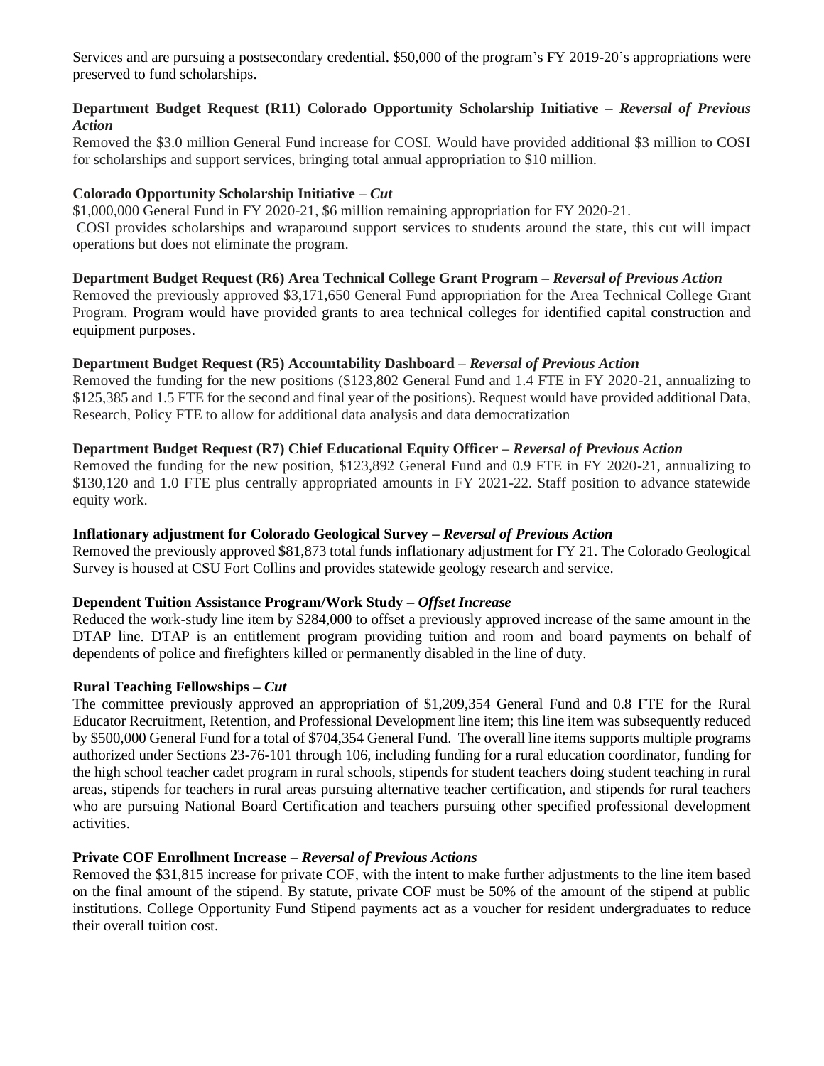Services and are pursuing a postsecondary credential. $50,000 of the program's FY 2019-20's appropriations were preserved to fund scholarships.

**Department Budget Request (R11) Colorado Opportunity Scholarship Initiative –** ***Reversal of Previous Action***

Removed the $3.0 million General Fund increase for COSI. Would have provided additional $3 million to COSI for scholarships and support services, bringing total annual appropriation to $10 million.

**Colorado Opportunity Scholarship Initiative –** ***Cut***

$1,000,000 General Fund in FY 2020-21, $6 million remaining appropriation for FY 2020-21.
COSI provides scholarships and wraparound support services to students around the state, this cut will impact operations but does not eliminate the program.

**Department Budget Request (R6) Area Technical College Grant Program –** ***Reversal of Previous Action***

Removed the previously approved $3,171,650 General Fund appropriation for the Area Technical College Grant Program. Program would have provided grants to area technical colleges for identified capital construction and equipment purposes.

**Department Budget Request (R5) Accountability Dashboard –** ***Reversal of Previous Action***

Removed the funding for the new positions ($123,802 General Fund and 1.4 FTE in FY 2020-21, annualizing to $125,385 and 1.5 FTE for the second and final year of the positions). Request would have provided additional Data, Research, Policy FTE to allow for additional data analysis and data democratization

**Department Budget Request (R7) Chief Educational Equity Officer –** ***Reversal of Previous Action***

Removed the funding for the new position, $123,892 General Fund and 0.9 FTE in FY 2020-21, annualizing to $130,120 and 1.0 FTE plus centrally appropriated amounts in FY 2021-22. Staff position to advance statewide equity work.

**Inflationary adjustment for Colorado Geological Survey –** ***Reversal of Previous Action***

Removed the previously approved $81,873 total funds inflationary adjustment for FY 21. The Colorado Geological Survey is housed at CSU Fort Collins and provides statewide geology research and service.

**Dependent Tuition Assistance Program/Work Study –** ***Offset Increase***

Reduced the work-study line item by $284,000 to offset a previously approved increase of the same amount in the DTAP line. DTAP is an entitlement program providing tuition and room and board payments on behalf of dependents of police and firefighters killed or permanently disabled in the line of duty.

**Rural Teaching Fellowships –** ***Cut***

The committee previously approved an appropriation of $1,209,354 General Fund and 0.8 FTE for the Rural Educator Recruitment, Retention, and Professional Development line item; this line item was subsequently reduced by $500,000 General Fund for a total of $704,354 General Fund. The overall line items supports multiple programs authorized under Sections 23-76-101 through 106, including funding for a rural education coordinator, funding for the high school teacher cadet program in rural schools, stipends for student teachers doing student teaching in rural areas, stipends for teachers in rural areas pursuing alternative teacher certification, and stipends for rural teachers who are pursuing National Board Certification and teachers pursuing other specified professional development activities.

**Private COF Enrollment Increase –** ***Reversal of Previous Actions***

Removed the $31,815 increase for private COF, with the intent to make further adjustments to the line item based on the final amount of the stipend. By statute, private COF must be 50% of the amount of the stipend at public institutions. College Opportunity Fund Stipend payments act as a voucher for resident undergraduates to reduce their overall tuition cost.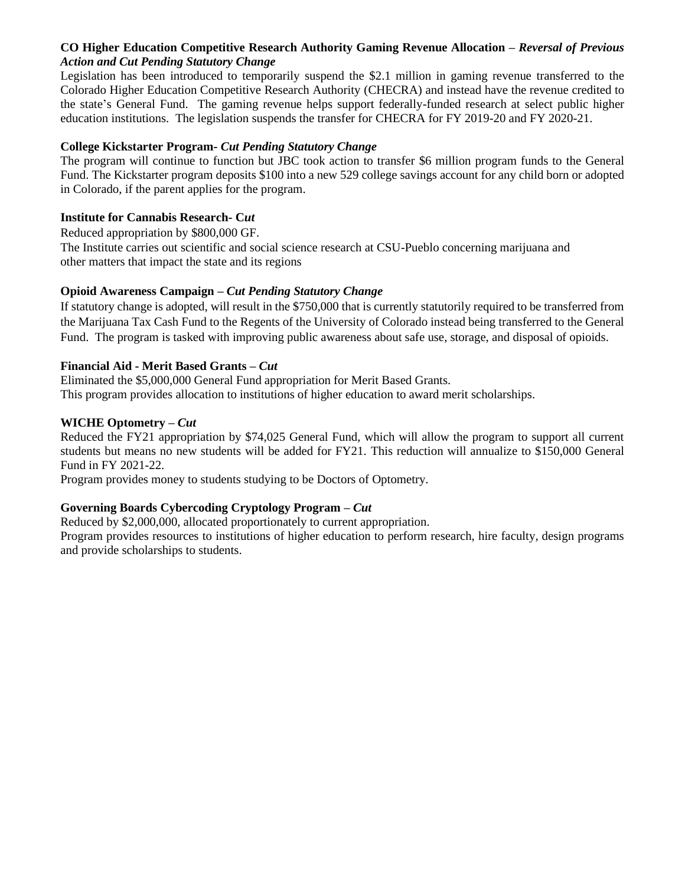**CO Higher Education Competitive Research Authority Gaming Revenue Allocation –** ***Reversal of Previous Action and Cut Pending Statutory Change***

Legislation has been introduced to temporarily suspend the $2.1 million in gaming revenue transferred to the Colorado Higher Education Competitive Research Authority (CHECRA) and instead have the revenue credited to the state's General Fund. The gaming revenue helps support federally-funded research at select public higher education institutions. The legislation suspends the transfer for CHECRA for FY 2019-20 and FY 2020-21.

**College Kickstarter Program-** ***Cut Pending Statutory Change***

The program will continue to function but JBC took action to transfer $6 million program funds to the General Fund. The Kickstarter program deposits $100 into a new 529 college savings account for any child born or adopted in Colorado, if the parent applies for the program.

**Institute for Cannabis Research- C*ut***

Reduced appropriation by $800,000 GF.
The Institute carries out scientific and social science research at CSU-Pueblo concerning marijuana and other matters that impact the state and its regions

**Opioid Awareness Campaign –** ***Cut Pending Statutory Change***

If statutory change is adopted, will result in the $750,000 that is currently statutorily required to be transferred from the Marijuana Tax Cash Fund to the Regents of the University of Colorado instead being transferred to the General Fund. The program is tasked with improving public awareness about safe use, storage, and disposal of opioids.

**Financial Aid - Merit Based Grants –** ***Cut***

Eliminated the $5,000,000 General Fund appropriation for Merit Based Grants.
This program provides allocation to institutions of higher education to award merit scholarships.

**WICHE Optometry –** ***Cut***

Reduced the FY21 appropriation by $74,025 General Fund, which will allow the program to support all current students but means no new students will be added for FY21. This reduction will annualize to $150,000 General Fund in FY 2021-22.
Program provides money to students studying to be Doctors of Optometry.

**Governing Boards Cybercoding Cryptology Program –** ***Cut***

Reduced by $2,000,000, allocated proportionately to current appropriation.
Program provides resources to institutions of higher education to perform research, hire faculty, design programs and provide scholarships to students.